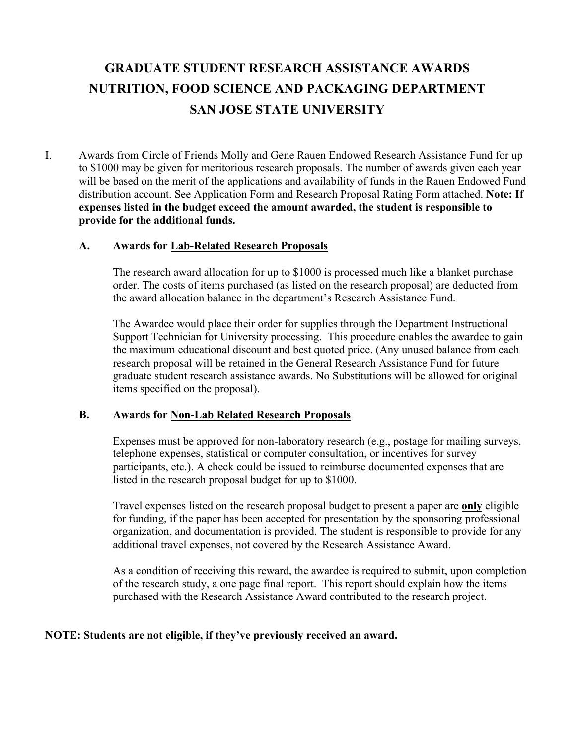# GRADUATE STUDENT RESEARCH ASSISTANCE AWARDS
# NUTRITION, FOOD SCIENCE AND PACKAGING DEPARTMENT
# SAN JOSE STATE UNIVERSITY

I. Awards from Circle of Friends Molly and Gene Rauen Endowed Research Assistance Fund for up to $1000 may be given for meritorious research proposals. The number of awards given each year will be based on the merit of the applications and availability of funds in the Rauen Endowed Fund distribution account. See Application Form and Research Proposal Rating Form attached. **Note: If expenses listed in the budget exceed the amount awarded, the student is responsible to provide for the additional funds.**

**A. Awards for <u>Lab-Related Research Proposals</u>**

The research award allocation for up to $1000 is processed much like a blanket purchase order. The costs of items purchased (as listed on the research proposal) are deducted from the award allocation balance in the department's Research Assistance Fund.

The Awardee would place their order for supplies through the Department Instructional Support Technician for University processing. This procedure enables the awardee to gain the maximum educational discount and best quoted price. (Any unused balance from each research proposal will be retained in the General Research Assistance Fund for future graduate student research assistance awards. No Substitutions will be allowed for original items specified on the proposal).

**B. Awards for <u>Non-Lab Related Research Proposals</u>**

Expenses must be approved for non-laboratory research (e.g., postage for mailing surveys, telephone expenses, statistical or computer consultation, or incentives for survey participants, etc.). A check could be issued to reimburse documented expenses that are listed in the research proposal budget for up to $1000.

Travel expenses listed on the research proposal budget to present a paper are <u>**only**</u> eligible for funding, if the paper has been accepted for presentation by the sponsoring professional organization, and documentation is provided. The student is responsible to provide for any additional travel expenses, not covered by the Research Assistance Award.

As a condition of receiving this reward, the awardee is required to submit, upon completion of the research study, a one page final report. This report should explain how the items purchased with the Research Assistance Award contributed to the research project.

**NOTE: Students are not eligible, if they've previously received an award.**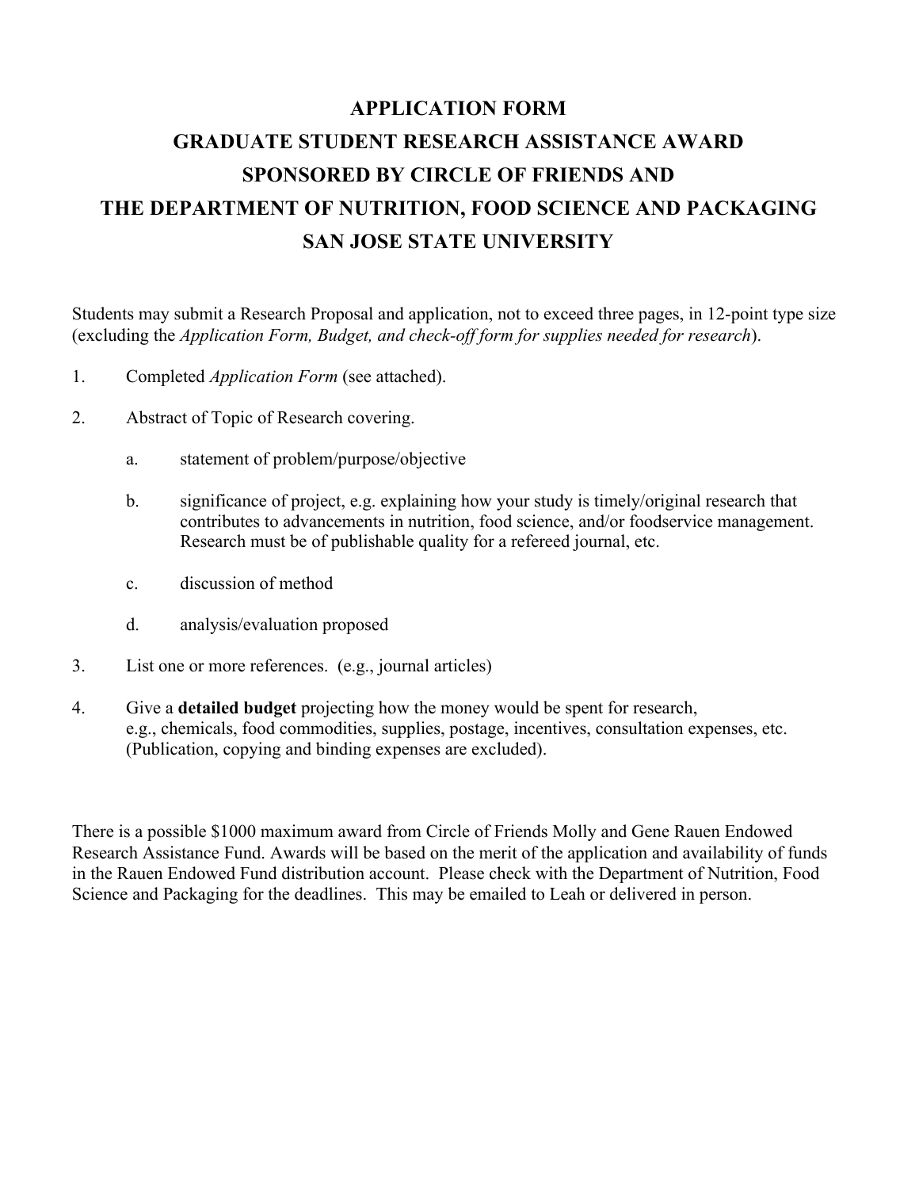# APPLICATION FORM
# GRADUATE STUDENT RESEARCH ASSISTANCE AWARD
# SPONSORED BY CIRCLE OF FRIENDS AND
# THE DEPARTMENT OF NUTRITION, FOOD SCIENCE AND PACKAGING
# SAN JOSE STATE UNIVERSITY

Students may submit a Research Proposal and application, not to exceed three pages, in 12-point type size (excluding the *Application Form, Budget, and check-off form for supplies needed for research*).

1. Completed *Application Form* (see attached).

2. Abstract of Topic of Research covering.

   a. statement of problem/purpose/objective

   b. significance of project, e.g. explaining how your study is timely/original research that contributes to advancements in nutrition, food science, and/or foodservice management. Research must be of publishable quality for a refereed journal, etc.

   c. discussion of method

   d. analysis/evaluation proposed

3. List one or more references. (e.g., journal articles)

4. Give a **detailed budget** projecting how the money would be spent for research, e.g., chemicals, food commodities, supplies, postage, incentives, consultation expenses, etc. (Publication, copying and binding expenses are excluded).

There is a possible $1000 maximum award from Circle of Friends Molly and Gene Rauen Endowed Research Assistance Fund. Awards will be based on the merit of the application and availability of funds in the Rauen Endowed Fund distribution account. Please check with the Department of Nutrition, Food Science and Packaging for the deadlines. This may be emailed to Leah or delivered in person.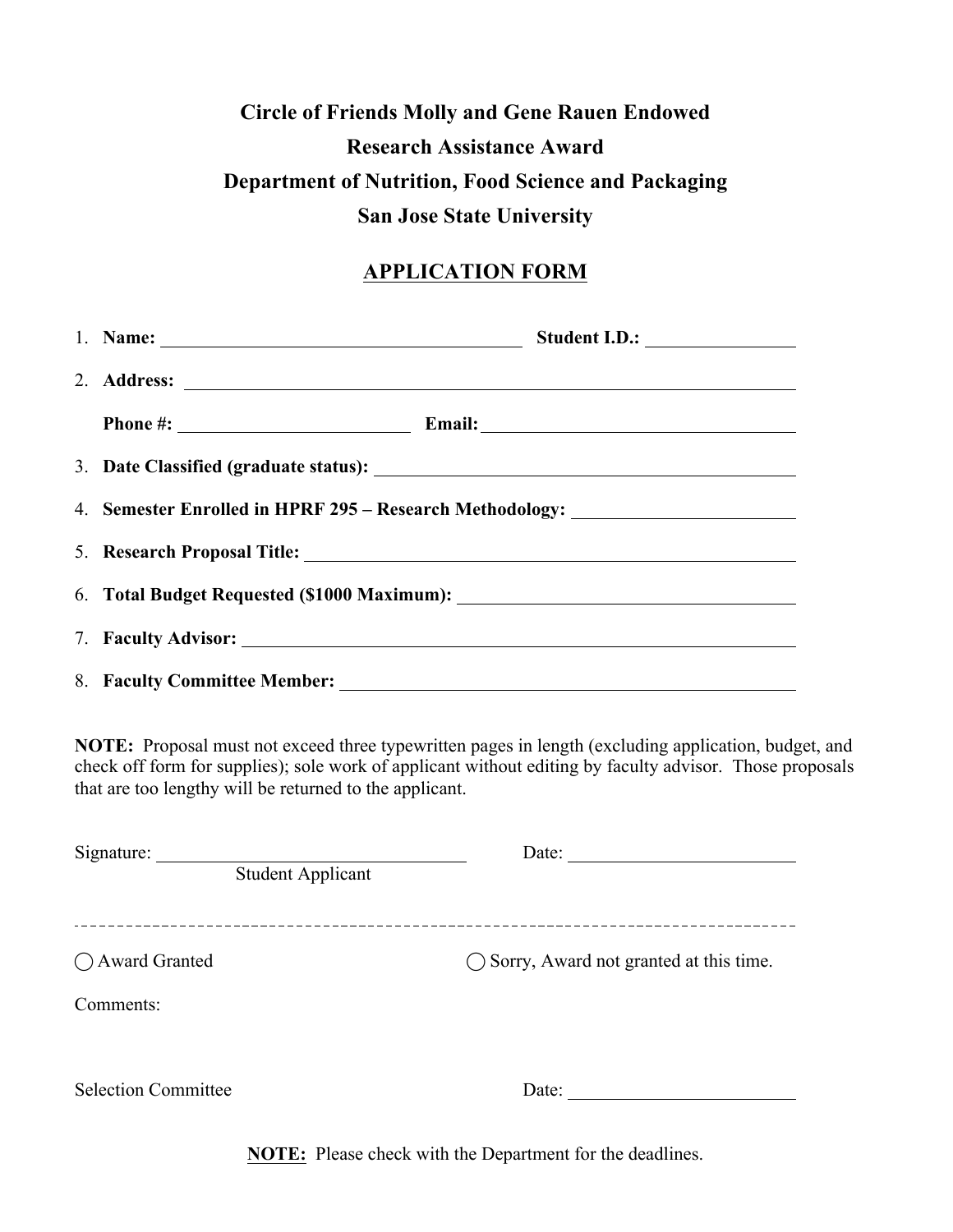# Circle of Friends Molly and Gene Rauen Endowed
# Research Assistance Award
# Department of Nutrition, Food Science and Packaging
# San Jose State University

## APPLICATION FORM

1. **Name:** ________________________ **Student I.D.:** ____________
2. **Address:** ________________________________________

   **Phone #:** ________________ **Email:** ________________________
3. **Date Classified (graduate status):** ________________________
4. **Semester Enrolled in HPRF 295 – Research Methodology:** ____________
5. **Research Proposal Title:** ________________________________
6. **Total Budget Requested ($1000 Maximum):** ____________________
7. **Faculty Advisor:** ________________________________________
8. **Faculty Committee Member:** ______________________________

**NOTE:** Proposal must not exceed three typewritten pages in length (excluding application, budget, and check off form for supplies); sole work of applicant without editing by faculty advisor. Those proposals that are too lengthy will be returned to the applicant.

Signature: ________________________ Date: ________________
Student Applicant

---

◯ Award Granted ◯ Sorry, Award not granted at this time.

Comments:

Selection Committee Date: ________________

**NOTE:** Please check with the Department for the deadlines.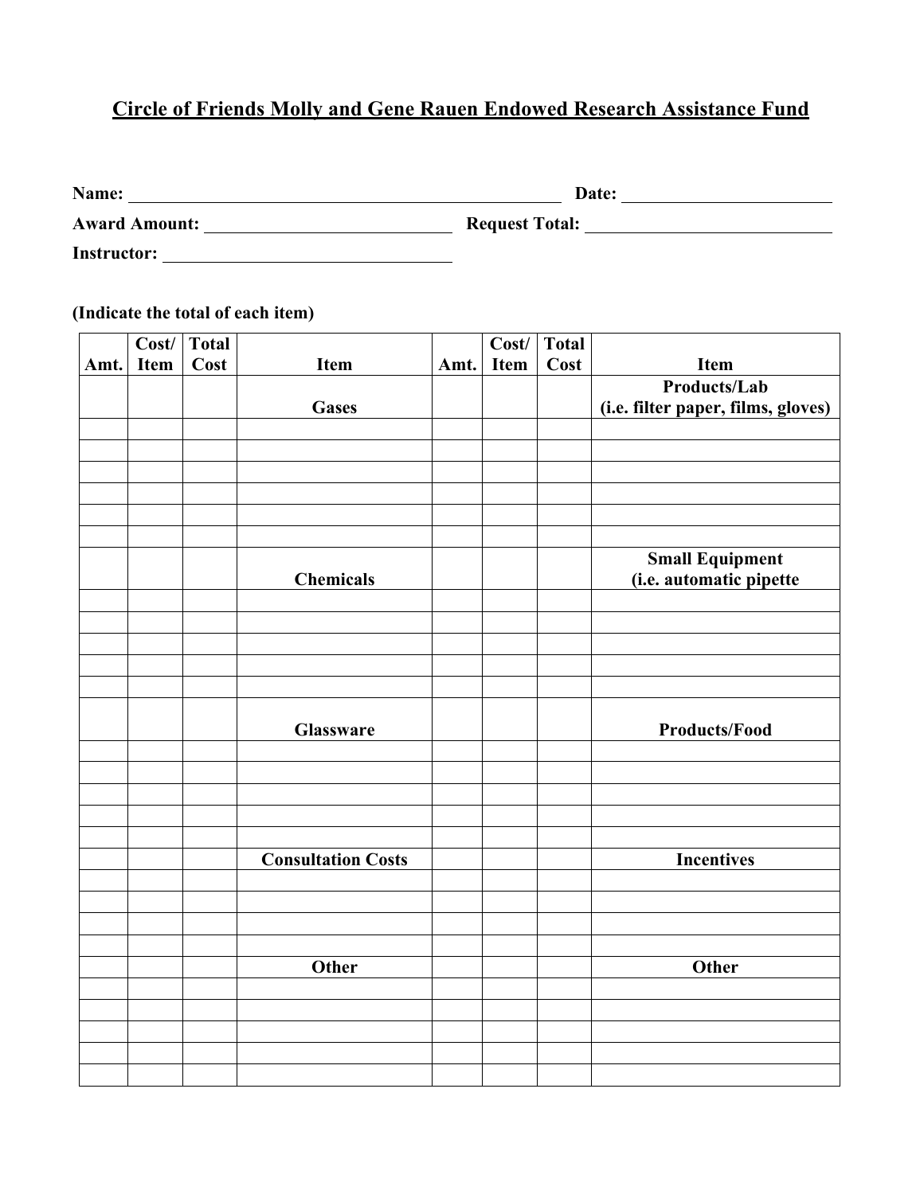# Circle of Friends Molly and Gene Rauen Endowed Research Assistance Fund

**Name:** ______________________________ **Date:** ______________

**Award Amount:** ________________ **Request Total:** ________________

**Instructor:** ____________________

**(Indicate the total of each item)**

| Amt. | Cost/ Item | Total Cost | Item | Amt. | Cost/ Item | Total Cost | Item |
|---|---|---|---|---|---|---|---|
| | | | **Gases** | | | | **Products/Lab (i.e. filter paper, films, gloves)** |
| | | | | | | | |
| | | | | | | | |
| | | | | | | | |
| | | | | | | | |
| | | | | | | | |
| | | | | | | | |
| | | | **Chemicals** | | | | **Small Equipment (i.e. automatic pipette** |
| | | | | | | | |
| | | | | | | | |
| | | | | | | | |
| | | | | | | | |
| | | | | | | | |
| | | | **Glassware** | | | | **Products/Food** |
| | | | | | | | |
| | | | | | | | |
| | | | | | | | |
| | | | | | | | |
| | | | | | | | |
| | | | **Consultation Costs** | | | | **Incentives** |
| | | | | | | | |
| | | | | | | | |
| | | | | | | | |
| | | | | | | | |
| | | | **Other** | | | | **Other** |
| | | | | | | | |
| | | | | | | | |
| | | | | | | | |
| | | | | | | | |
| | | | | | | | |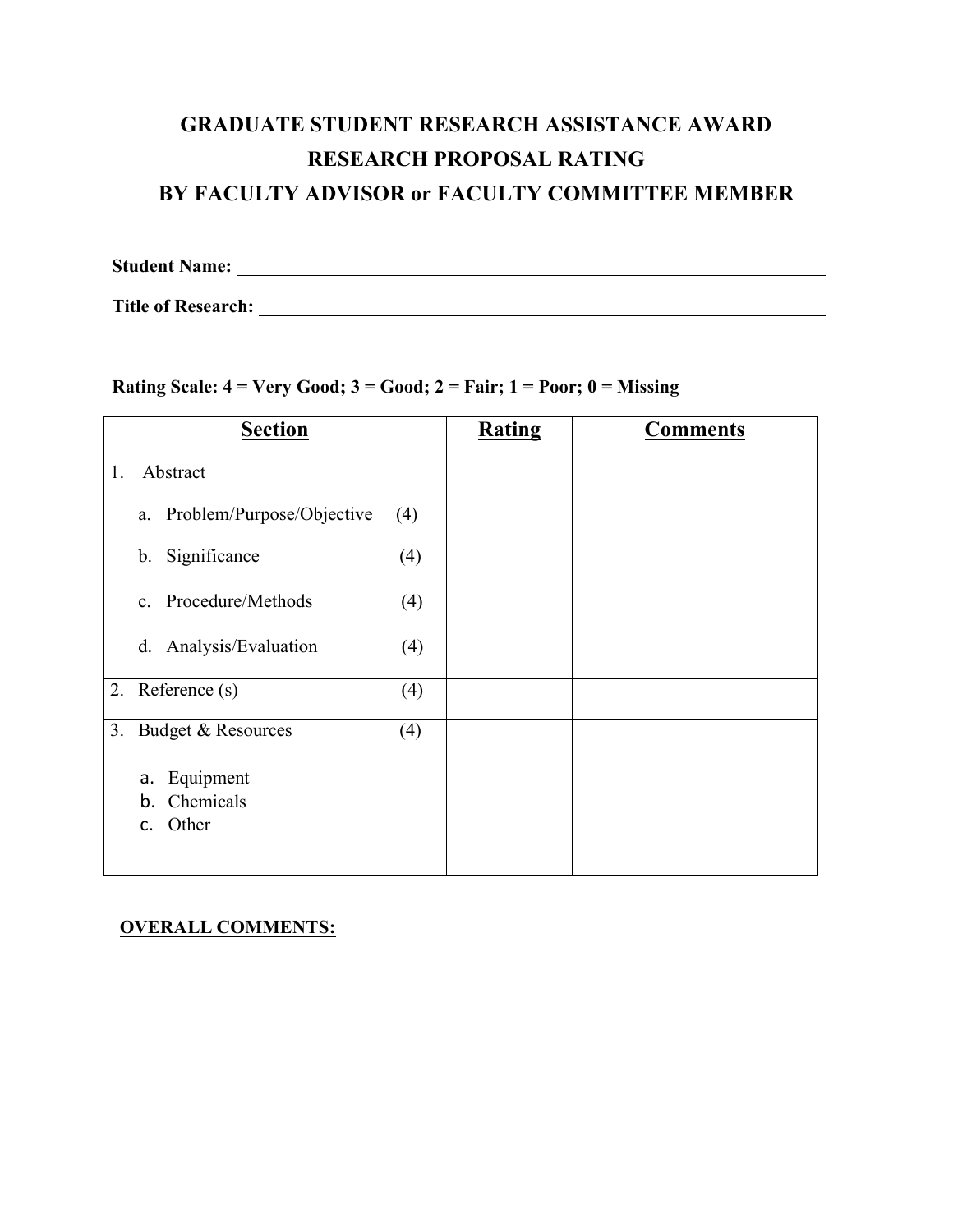# GRADUATE STUDENT RESEARCH ASSISTANCE AWARD
# RESEARCH PROPOSAL RATING
# BY FACULTY ADVISOR or FACULTY COMMITTEE MEMBER

**Student Name:** ______________________________________________

**Title of Research:** ______________________________________________

**Rating Scale: 4 = Very Good; 3 = Good; 2 = Fair; 1 = Poor; 0 = Missing**

| <u>Section</u> | <u>Rating</u> | <u>Comments</u> |
|---|---|---|
| 1. Abstract<br>a. Problem/Purpose/Objective (4)<br>b. Significance (4)<br>c. Procedure/Methods (4)<br>d. Analysis/Evaluation (4) | | |
| 2. Reference (s) (4) | | |
| 3. Budget & Resources (4)<br>a. Equipment<br>b. Chemicals<br>c. Other | | |

**<u>OVERALL COMMENTS:</u>**